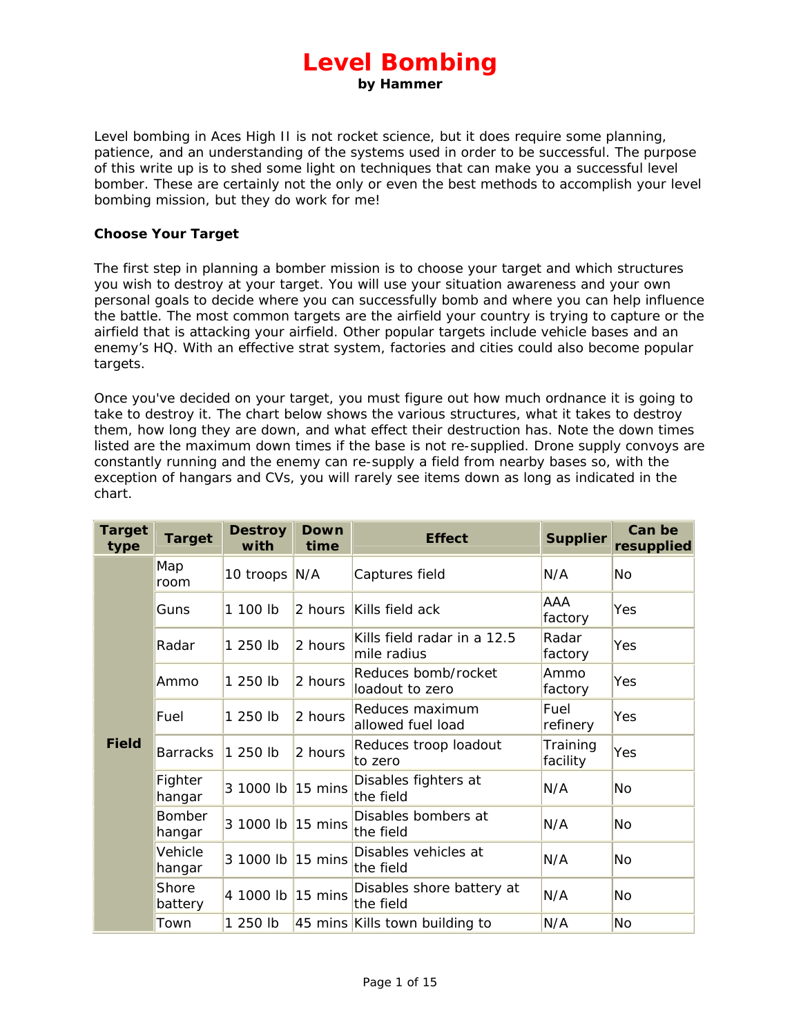# Level Bombing

**by Hammer**

Level bombing in Aces High II is not rocket science, but it does require some planning, patience, and an understanding of the systems used in order to be successful. The purpose of this write up is to shed some light on techniques that can make you a successful level bomber. These are certainly not the only or even the best methods to accomplish your level bombing mission, but they do work for me!

### Choose Your Target

The first step in planning a bomber mission is to choose your target and which structures you wish to destroy at your target. You will use your situation awareness and your own personal goals to decide where you can successfully bomb and where you can help influence the battle. The most common targets are the airfield your country is trying to capture or the airfield that is attacking your airfield. Other popular targets include vehicle bases and an enemy's HQ. With an effective strat system, factories and cities could also become popular targets.

Once you've decided on your target, you must figure out how much ordnance it is going to take to destroy it. The chart below shows the various structures, what it takes to destroy them, how long they are down, and what effect their destruction has. Note the down times listed are the maximum down times if the base is not re-supplied. Drone supply convoys are constantly running and the enemy can re-supply a field from nearby bases so, with the exception of hangars and CVs, you will rarely see items down as long as indicated in the chart.

| Target type | Target | Destroy with | Down time | Effect | Supplier | Can be resupplied |
|---|---|---|---|---|---|---|
| Field | Map room | 10 troops | N/A | Captures field | N/A | No |
| | Guns | 1 100 lb | 2 hours | Kills field ack | AAA factory | Yes |
| | Radar | 1 250 lb | 2 hours | Kills field radar in a 12.5 mile radius | Radar factory | Yes |
| | Ammo | 1 250 lb | 2 hours | Reduces bomb/rocket loadout to zero | Ammo factory | Yes |
| | Fuel | 1 250 lb | 2 hours | Reduces maximum allowed fuel load | Fuel refinery | Yes |
| | Barracks | 1 250 lb | 2 hours | Reduces troop loadout to zero | Training facility | Yes |
| | Fighter hangar | 3 1000 lb | 15 mins | Disables fighters at the field | N/A | No |
| | Bomber hangar | 3 1000 lb | 15 mins | Disables bombers at the field | N/A | No |
| | Vehicle hangar | 3 1000 lb | 15 mins | Disables vehicles at the field | N/A | No |
| | Shore battery | 4 1000 lb | 15 mins | Disables shore battery at the field | N/A | No |
| | Town | 1 250 lb | 45 mins | Kills town building to | N/A | No |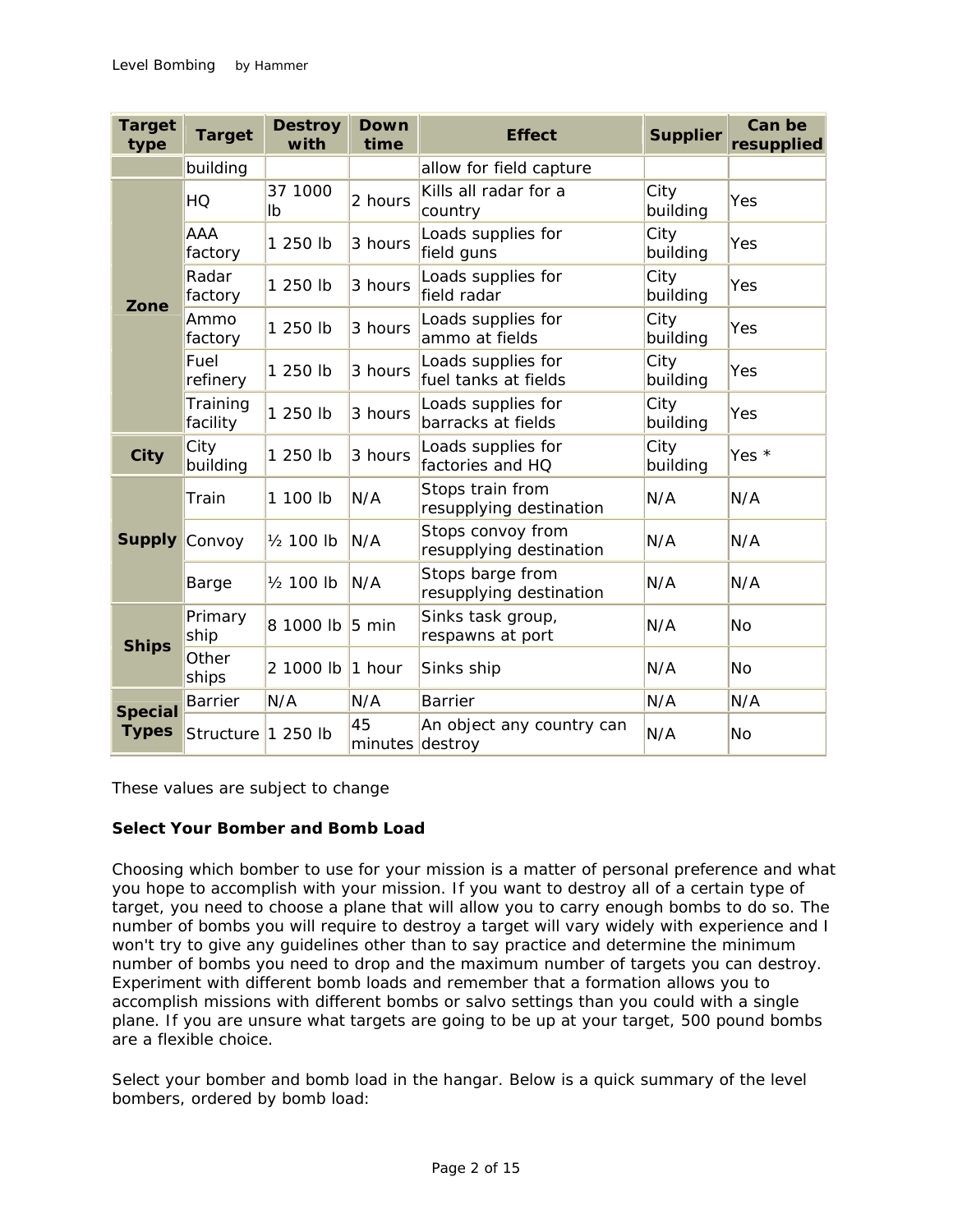| Target type | Target | Destroy with | Down time | Effect | Supplier | Can be resupplied |
|---|---|---|---|---|---|---|
| | building | | | allow for field capture | | |
| Zone | HQ | 37 1000 lb | 2 hours | Kills all radar for a country | City building | Yes |
| | AAA factory | 1 250 lb | 3 hours | Loads supplies for field guns | City building | Yes |
| | Radar factory | 1 250 lb | 3 hours | Loads supplies for field radar | City building | Yes |
| | Ammo factory | 1 250 lb | 3 hours | Loads supplies for ammo at fields | City building | Yes |
| | Fuel refinery | 1 250 lb | 3 hours | Loads supplies for fuel tanks at fields | City building | Yes |
| | Training facility | 1 250 lb | 3 hours | Loads supplies for barracks at fields | City building | Yes |
| City | City building | 1 250 lb | 3 hours | Loads supplies for factories and HQ | City building | Yes * |
| Supply | Train | 1 100 lb | N/A | Stops train from resupplying destination | N/A | N/A |
| | Convoy | ½ 100 lb | N/A | Stops convoy from resupplying destination | N/A | N/A |
| | Barge | ½ 100 lb | N/A | Stops barge from resupplying destination | N/A | N/A |
| Ships | Primary ship | 8 1000 lb | 5 min | Sinks task group, respawns at port | N/A | No |
| | Other ships | 2 1000 lb | 1 hour | Sinks ship | N/A | No |
| Special Types | Barrier | N/A | N/A | Barrier | N/A | N/A |
| | Structure | 1 250 lb | 45 minutes | An object any country can destroy | N/A | No |

These values are subject to change

**Select Your Bomber and Bomb Load**

Choosing which bomber to use for your mission is a matter of personal preference and what you hope to accomplish with your mission. If you want to destroy all of a certain type of target, you need to choose a plane that will allow you to carry enough bombs to do so. The number of bombs you will require to destroy a target will vary widely with experience and I won't try to give any guidelines other than to say practice and determine the minimum number of bombs you need to drop and the maximum number of targets you can destroy. Experiment with different bomb loads and remember that a formation allows you to accomplish missions with different bombs or salvo settings than you could with a single plane. If you are unsure what targets are going to be up at your target, 500 pound bombs are a flexible choice.

Select your bomber and bomb load in the hangar. Below is a quick summary of the level bombers, ordered by bomb load: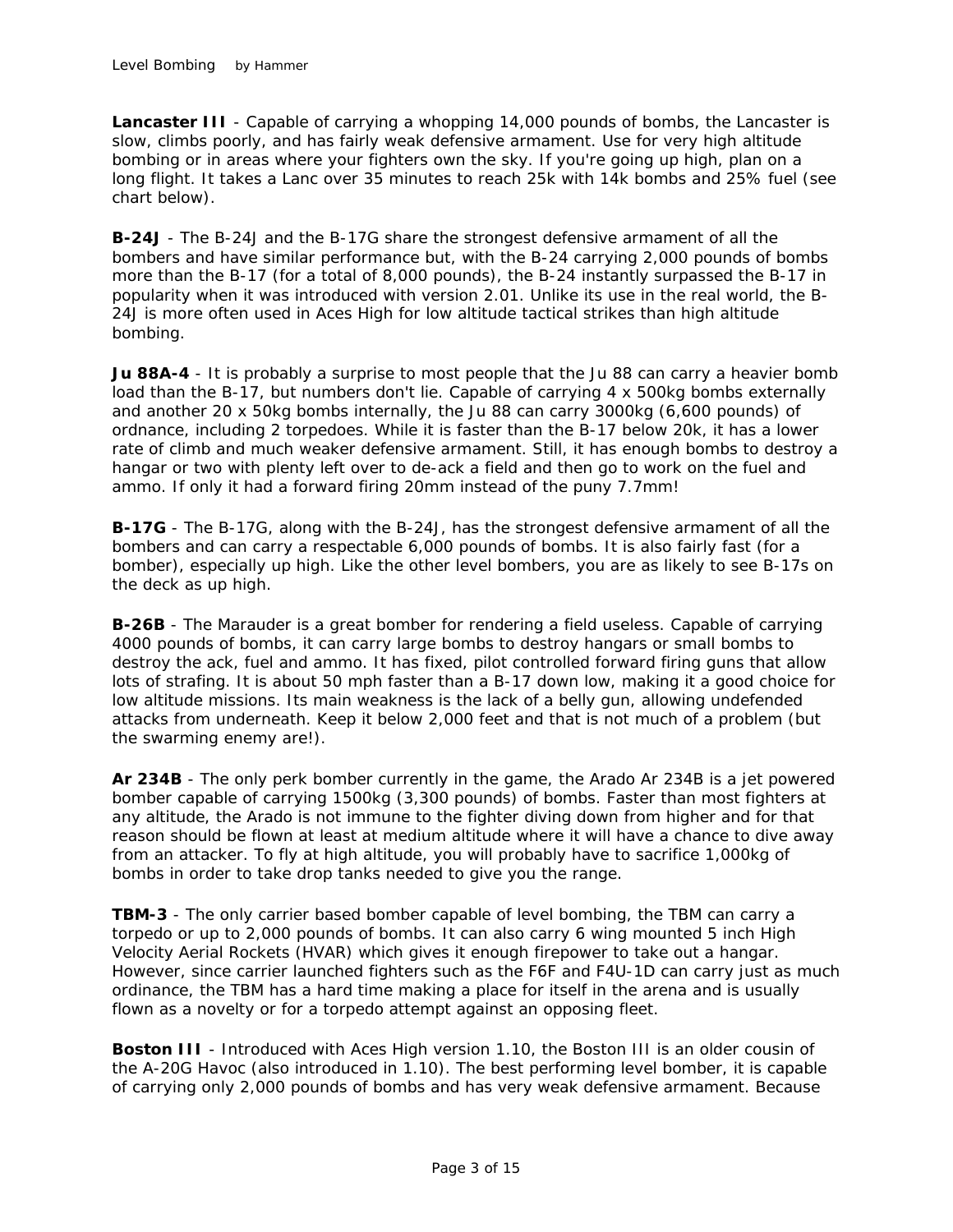**Lancaster III** - Capable of carrying a whopping 14,000 pounds of bombs, the Lancaster is slow, climbs poorly, and has fairly weak defensive armament. Use for very high altitude bombing or in areas where your fighters own the sky. If you're going up high, plan on a long flight. It takes a Lanc over 35 minutes to reach 25k with 14k bombs and 25% fuel (see chart below).

**B-24J** - The B-24J and the B-17G share the strongest defensive armament of all the bombers and have similar performance but, with the B-24 carrying 2,000 pounds of bombs more than the B-17 (for a total of 8,000 pounds), the B-24 instantly surpassed the B-17 in popularity when it was introduced with version 2.01. Unlike its use in the real world, the B-24J is more often used in Aces High for low altitude tactical strikes than high altitude bombing.

**Ju 88A-4** - It is probably a surprise to most people that the Ju 88 can carry a heavier bomb load than the B-17, but numbers don't lie. Capable of carrying 4 x 500kg bombs externally and another 20 x 50kg bombs internally, the Ju 88 can carry 3000kg (6,600 pounds) of ordnance, including 2 torpedoes. While it is faster than the B-17 below 20k, it has a lower rate of climb and much weaker defensive armament. Still, it has enough bombs to destroy a hangar or two with plenty left over to de-ack a field and then go to work on the fuel and ammo. If only it had a forward firing 20mm instead of the puny 7.7mm!

**B-17G** - The B-17G, along with the B-24J, has the strongest defensive armament of all the bombers and can carry a respectable 6,000 pounds of bombs. It is also fairly fast (for a bomber), especially up high. Like the other level bombers, you are as likely to see B-17s on the deck as up high.

**B-26B** - The Marauder is a great bomber for rendering a field useless. Capable of carrying 4000 pounds of bombs, it can carry large bombs to destroy hangars or small bombs to destroy the ack, fuel and ammo. It has fixed, pilot controlled forward firing guns that allow lots of strafing. It is about 50 mph faster than a B-17 down low, making it a good choice for low altitude missions. Its main weakness is the lack of a belly gun, allowing undefended attacks from underneath. Keep it below 2,000 feet and that is not much of a problem (but the swarming enemy are!).

**Ar 234B** - The only perk bomber currently in the game, the Arado Ar 234B is a jet powered bomber capable of carrying 1500kg (3,300 pounds) of bombs. Faster than most fighters at any altitude, the Arado is not immune to the fighter diving down from higher and for that reason should be flown at least at medium altitude where it will have a chance to dive away from an attacker. To fly at high altitude, you will probably have to sacrifice 1,000kg of bombs in order to take drop tanks needed to give you the range.

**TBM-3** - The only carrier based bomber capable of level bombing, the TBM can carry a torpedo or up to 2,000 pounds of bombs. It can also carry 6 wing mounted 5 inch High Velocity Aerial Rockets (HVAR) which gives it enough firepower to take out a hangar. However, since carrier launched fighters such as the F6F and F4U-1D can carry just as much ordinance, the TBM has a hard time making a place for itself in the arena and is usually flown as a novelty or for a torpedo attempt against an opposing fleet.

**Boston III** - Introduced with Aces High version 1.10, the Boston III is an older cousin of the A-20G Havoc (also introduced in 1.10). The best performing level bomber, it is capable of carrying only 2,000 pounds of bombs and has very weak defensive armament. Because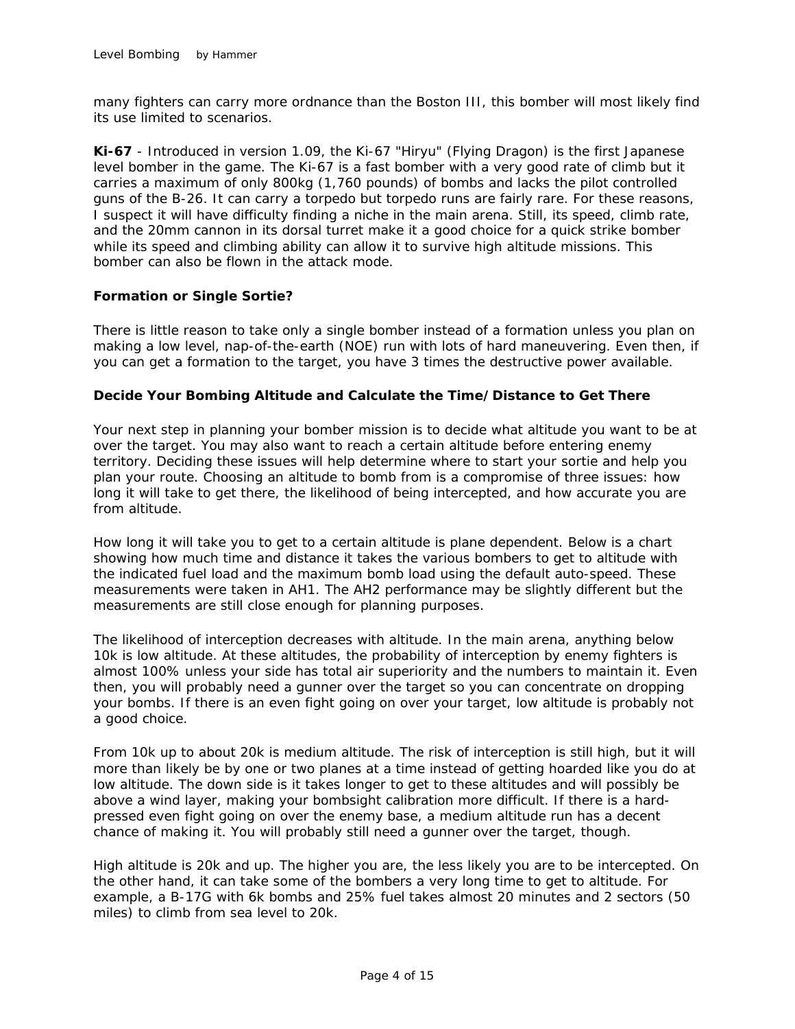many fighters can carry more ordnance than the Boston III, this bomber will most likely find its use limited to scenarios.

**Ki-67** - Introduced in version 1.09, the Ki-67 "Hiryu" (Flying Dragon) is the first Japanese level bomber in the game. The Ki-67 is a fast bomber with a very good rate of climb but it carries a maximum of only 800kg (1,760 pounds) of bombs and lacks the pilot controlled guns of the B-26. It can carry a torpedo but torpedo runs are fairly rare. For these reasons, I suspect it will have difficulty finding a niche in the main arena. Still, its speed, climb rate, and the 20mm cannon in its dorsal turret make it a good choice for a quick strike bomber while its speed and climbing ability can allow it to survive high altitude missions. This bomber can also be flown in the attack mode.

### Formation or Single Sortie?

There is little reason to take only a single bomber instead of a formation unless you plan on making a low level, nap-of-the-earth (NOE) run with lots of hard maneuvering. Even then, if you can get a formation to the target, you have 3 times the destructive power available.

### Decide Your Bombing Altitude and Calculate the Time/Distance to Get There

Your next step in planning your bomber mission is to decide what altitude you want to be at over the target. You may also want to reach a certain altitude before entering enemy territory. Deciding these issues will help determine where to start your sortie and help you plan your route. Choosing an altitude to bomb from is a compromise of three issues: how long it will take to get there, the likelihood of being intercepted, and how accurate you are from altitude.

How long it will take you to get to a certain altitude is plane dependent. Below is a chart showing how much time and distance it takes the various bombers to get to altitude with the indicated fuel load and the maximum bomb load using the default auto-speed. These measurements were taken in AH1. The AH2 performance may be slightly different but the measurements are still close enough for planning purposes.

The likelihood of interception decreases with altitude. In the main arena, anything below 10k is low altitude. At these altitudes, the probability of interception by enemy fighters is almost 100% unless your side has total air superiority and the numbers to maintain it. Even then, you will probably need a gunner over the target so you can concentrate on dropping your bombs. If there is an even fight going on over your target, low altitude is probably not a good choice.

From 10k up to about 20k is medium altitude. The risk of interception is still high, but it will more than likely be by one or two planes at a time instead of getting hoarded like you do at low altitude. The down side is it takes longer to get to these altitudes and will possibly be above a wind layer, making your bombsight calibration more difficult. If there is a hard-pressed even fight going on over the enemy base, a medium altitude run has a decent chance of making it. You will probably still need a gunner over the target, though.

High altitude is 20k and up. The higher you are, the less likely you are to be intercepted. On the other hand, it can take some of the bombers a very long time to get to altitude. For example, a B-17G with 6k bombs and 25% fuel takes almost 20 minutes and 2 sectors (50 miles) to climb from sea level to 20k.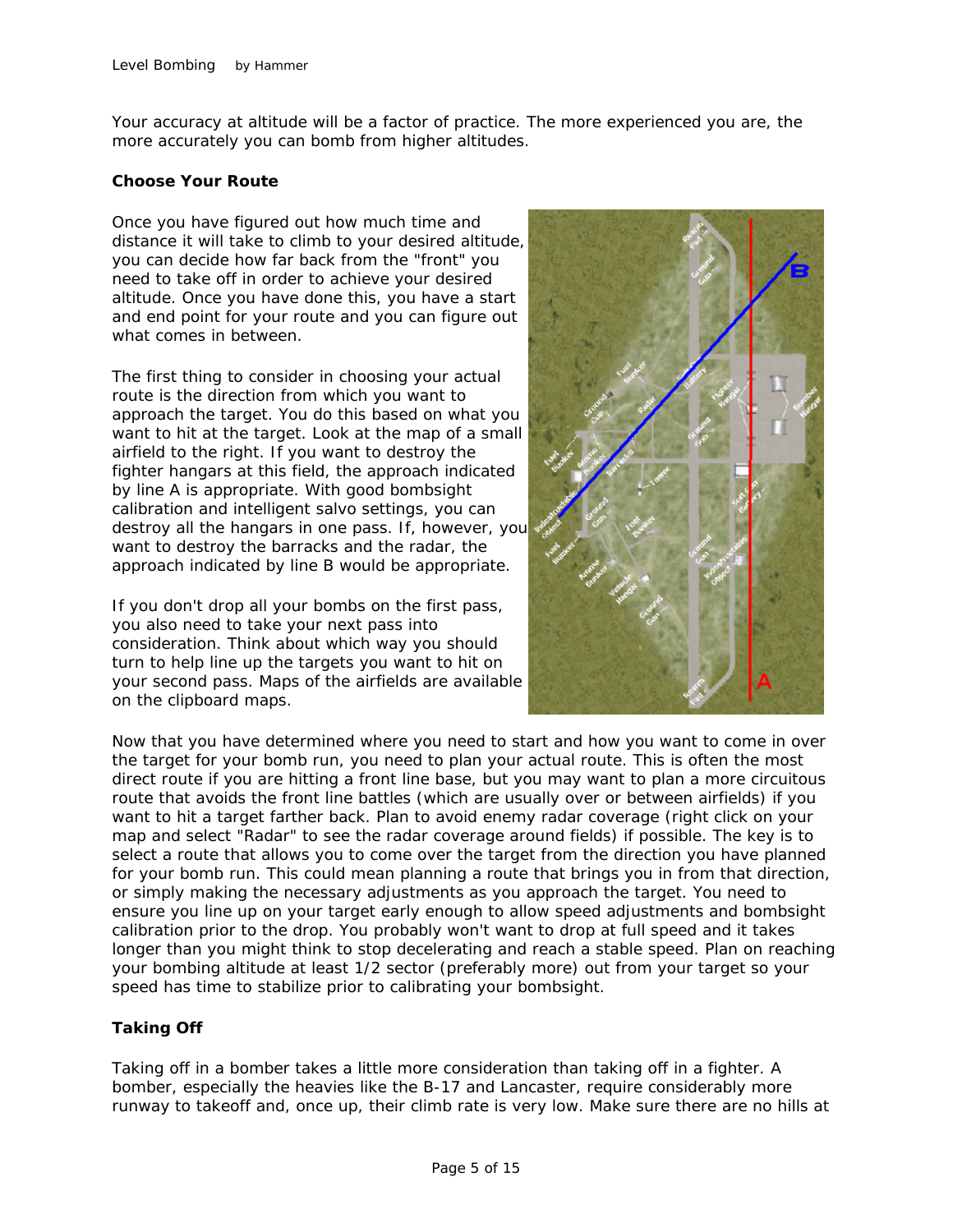Your accuracy at altitude will be a factor of practice. The more experienced you are, the more accurately you can bomb from higher altitudes.

**Choose Your Route**

Once you have figured out how much time and distance it will take to climb to your desired altitude, you can decide how far back from the "front" you need to take off in order to achieve your desired altitude. Once you have done this, you have a start and end point for your route and you can figure out what comes in between.

The first thing to consider in choosing your actual route is the direction from which you want to approach the target. You do this based on what you want to hit at the target. Look at the map of a small airfield to the right. If you want to destroy the fighter hangars at this field, the approach indicated by line A is appropriate. With good bombsight calibration and intelligent salvo settings, you can destroy all the hangars in one pass. If, however, you want to destroy the barracks and the radar, the approach indicated by line B would be appropriate.

If you don't drop all your bombs on the first pass, you also need to take your next pass into consideration. Think about which way you should turn to help line up the targets you want to hit on your second pass. Maps of the airfields are available on the clipboard maps.

Now that you have determined where you need to start and how you want to come in over the target for your bomb run, you need to plan your actual route. This is often the most direct route if you are hitting a front line base, but you may want to plan a more circuitous route that avoids the front line battles (which are usually over or between airfields) if you want to hit a target farther back. Plan to avoid enemy radar coverage (right click on your map and select "Radar" to see the radar coverage around fields) if possible. The key is to select a route that allows you to come over the target from the direction you have planned for your bomb run. This could mean planning a route that brings you in from that direction, or simply making the necessary adjustments as you approach the target. You need to ensure you line up on your target early enough to allow speed adjustments and bombsight calibration prior to the drop. You probably won't want to drop at full speed and it takes longer than you might think to stop decelerating and reach a stable speed. Plan on reaching your bombing altitude at least 1/2 sector (preferably more) out from your target so your speed has time to stabilize prior to calibrating your bombsight.

**Taking Off**

Taking off in a bomber takes a little more consideration than taking off in a fighter. A bomber, especially the heavies like the B-17 and Lancaster, require considerably more runway to takeoff and, once up, their climb rate is very low. Make sure there are no hills at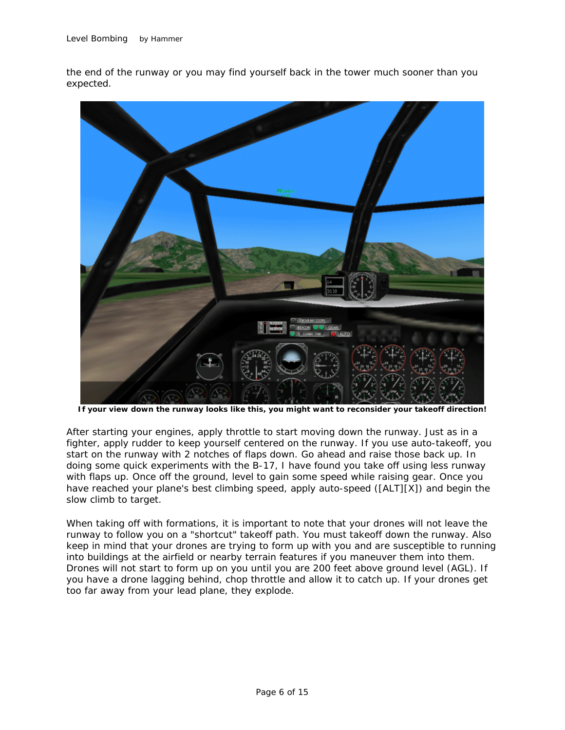the end of the runway or you may find yourself back in the tower much sooner than you expected.

**If your view down the runway looks like this, you might want to reconsider your takeoff direction!**

After starting your engines, apply throttle to start moving down the runway. Just as in a fighter, apply rudder to keep yourself centered on the runway. If you use auto-takeoff, you start on the runway with 2 notches of flaps down. Go ahead and raise those back up. In doing some quick experiments with the B-17, I have found you take off using less runway with flaps up. Once off the ground, level to gain some speed while raising gear. Once you have reached your plane's best climbing speed, apply auto-speed ([ALT][X]) and begin the slow climb to target.

When taking off with formations, it is important to note that your drones will not leave the runway to follow you on a "shortcut" takeoff path. You must takeoff down the runway. Also keep in mind that your drones are trying to form up with you and are susceptible to running into buildings at the airfield or nearby terrain features if you maneuver them into them. Drones will not start to form up on you until you are 200 feet above ground level (AGL). If you have a drone lagging behind, chop throttle and allow it to catch up. If your drones get too far away from your lead plane, they explode.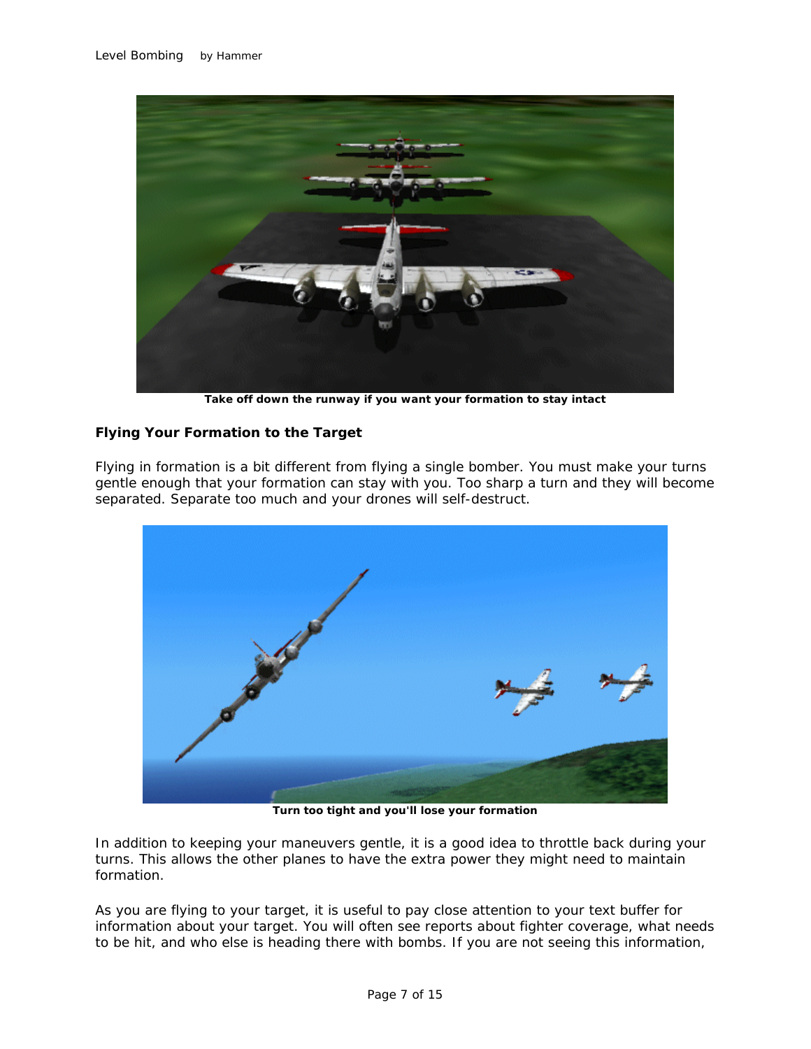Take off down the runway if you want your formation to stay intact

### Flying Your Formation to the Target

Flying in formation is a bit different from flying a single bomber. You must make your turns gentle enough that your formation can stay with you. Too sharp a turn and they will become separated. Separate too much and your drones will self-destruct.

Turn too tight and you'll lose your formation

In addition to keeping your maneuvers gentle, it is a good idea to throttle back during your turns. This allows the other planes to have the extra power they might need to maintain formation.

As you are flying to your target, it is useful to pay close attention to your text buffer for information about your target. You will often see reports about fighter coverage, what needs to be hit, and who else is heading there with bombs. If you are not seeing this information,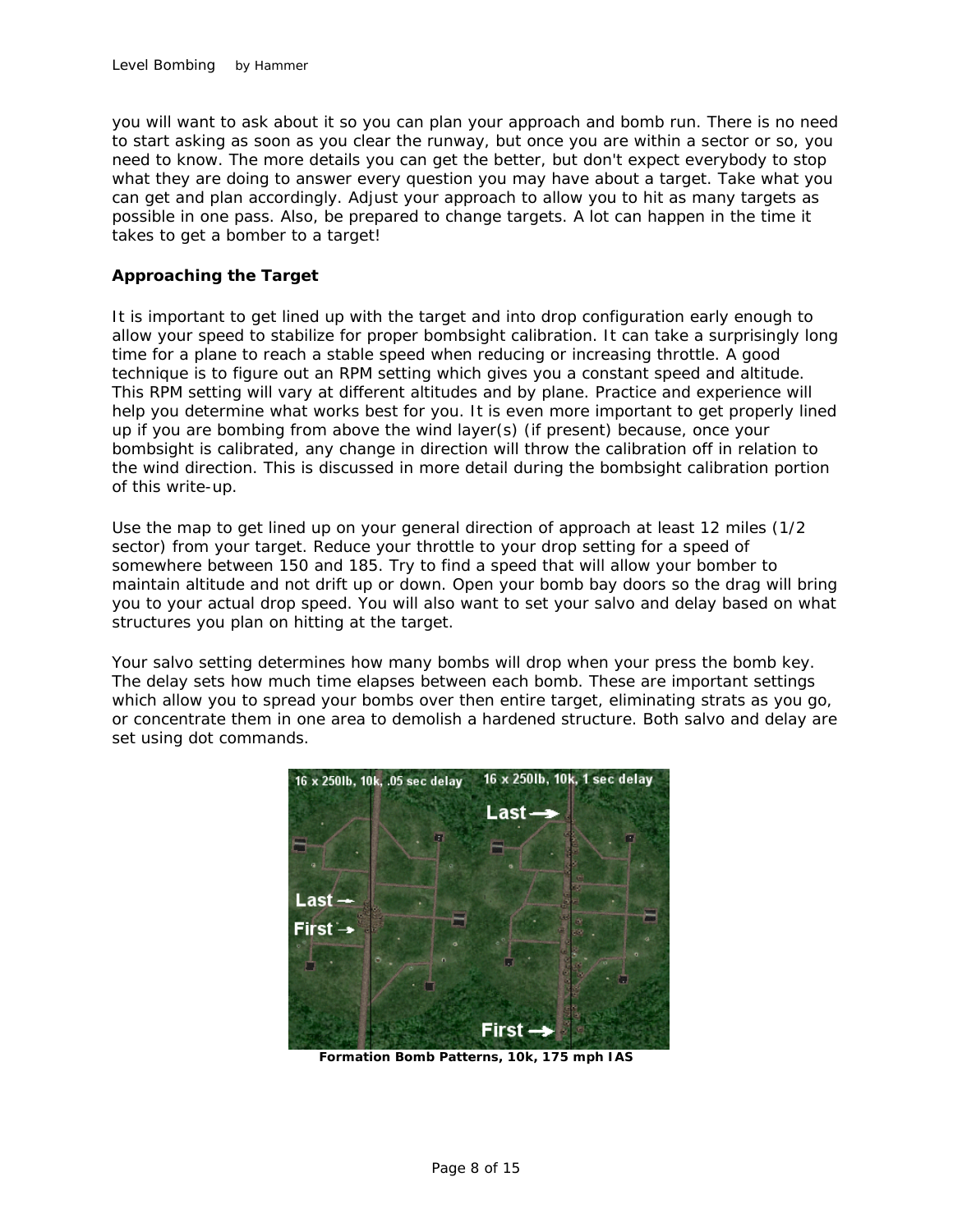you will want to ask about it so you can plan your approach and bomb run. There is no need to start asking as soon as you clear the runway, but once you are within a sector or so, you need to know. The more details you can get the better, but don't expect everybody to stop what they are doing to answer every question you may have about a target. Take what you can get and plan accordingly. Adjust your approach to allow you to hit as many targets as possible in one pass. Also, be prepared to change targets. A lot can happen in the time it takes to get a bomber to a target!

**Approaching the Target**

It is important to get lined up with the target and into drop configuration early enough to allow your speed to stabilize for proper bombsight calibration. It can take a surprisingly long time for a plane to reach a stable speed when reducing or increasing throttle. A good technique is to figure out an RPM setting which gives you a constant speed and altitude. This RPM setting will vary at different altitudes and by plane. Practice and experience will help you determine what works best for you. It is even more important to get properly lined up if you are bombing from above the wind layer(s) (if present) because, once your bombsight is calibrated, any change in direction will throw the calibration off in relation to the wind direction. This is discussed in more detail during the bombsight calibration portion of this write-up.

Use the map to get lined up on your general direction of approach at least 12 miles (1/2 sector) from your target. Reduce your throttle to your drop setting for a speed of somewhere between 150 and 185. Try to find a speed that will allow your bomber to maintain altitude and not drift up or down. Open your bomb bay doors so the drag will bring you to your actual drop speed. You will also want to set your salvo and delay based on what structures you plan on hitting at the target.

Your salvo setting determines how many bombs will drop when your press the bomb key. The delay sets how much time elapses between each bomb. These are important settings which allow you to spread your bombs over then entire target, eliminating strats as you go, or concentrate them in one area to demolish a hardened structure. Both salvo and delay are set using dot commands.

**Formation Bomb Patterns, 10k, 175 mph IAS**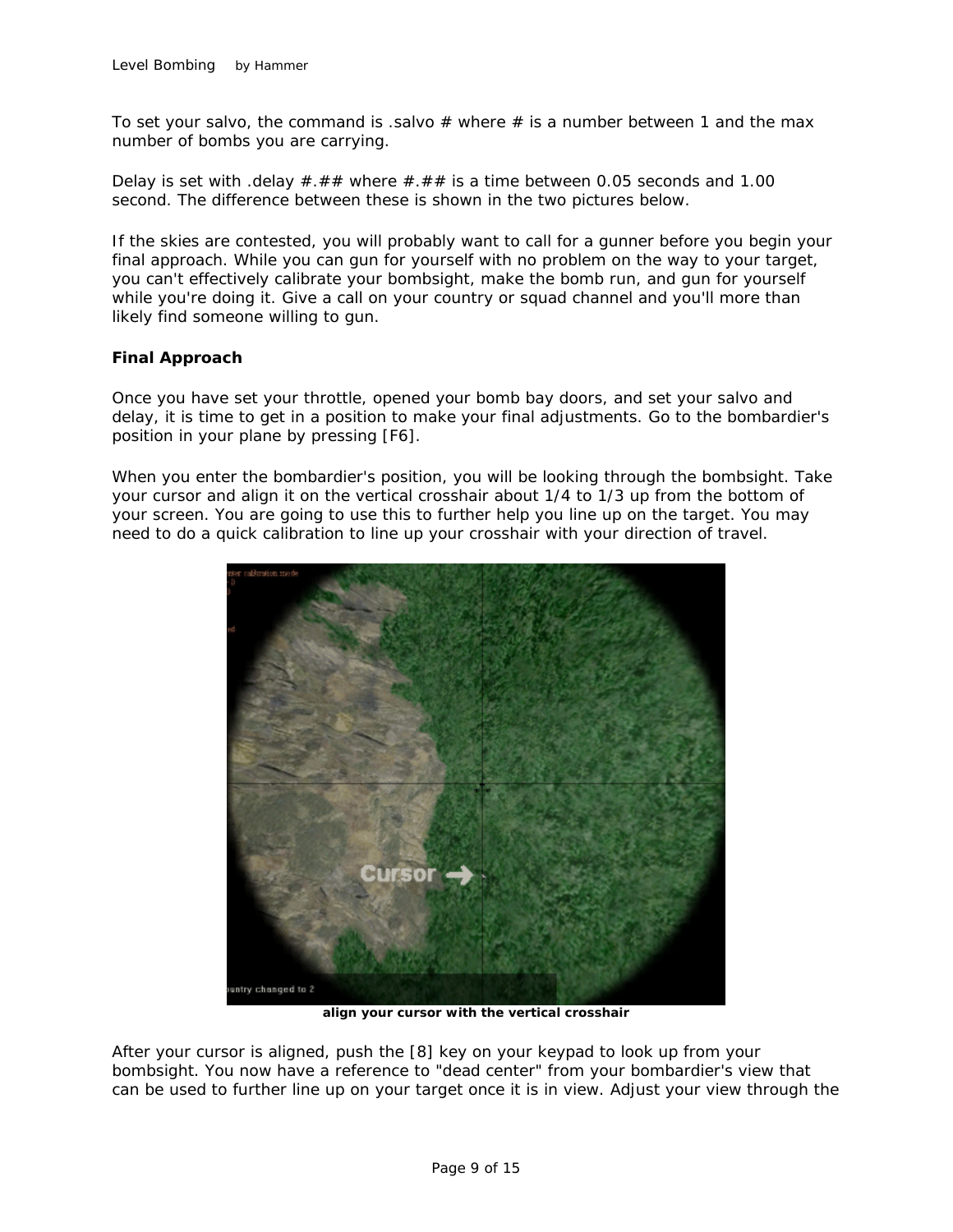To set your salvo, the command is .salvo # where # is a number between 1 and the max number of bombs you are carrying.

Delay is set with .delay #.## where #.## is a time between 0.05 seconds and 1.00 second. The difference between these is shown in the two pictures below.

If the skies are contested, you will probably want to call for a gunner before you begin your final approach. While you can gun for yourself with no problem on the way to your target, you can't effectively calibrate your bombsight, make the bomb run, and gun for yourself while you're doing it. Give a call on your country or squad channel and you'll more than likely find someone willing to gun.

**Final Approach**

Once you have set your throttle, opened your bomb bay doors, and set your salvo and delay, it is time to get in a position to make your final adjustments. Go to the bombardier's position in your plane by pressing [F6].

When you enter the bombardier's position, you will be looking through the bombsight. Take your cursor and align it on the vertical crosshair about 1/4 to 1/3 up from the bottom of your screen. You are going to use this to further help you line up on the target. You may need to do a quick calibration to line up your crosshair with your direction of travel.

**align your cursor with the vertical crosshair**

After your cursor is aligned, push the [8] key on your keypad to look up from your bombsight. You now have a reference to "dead center" from your bombardier's view that can be used to further line up on your target once it is in view. Adjust your view through the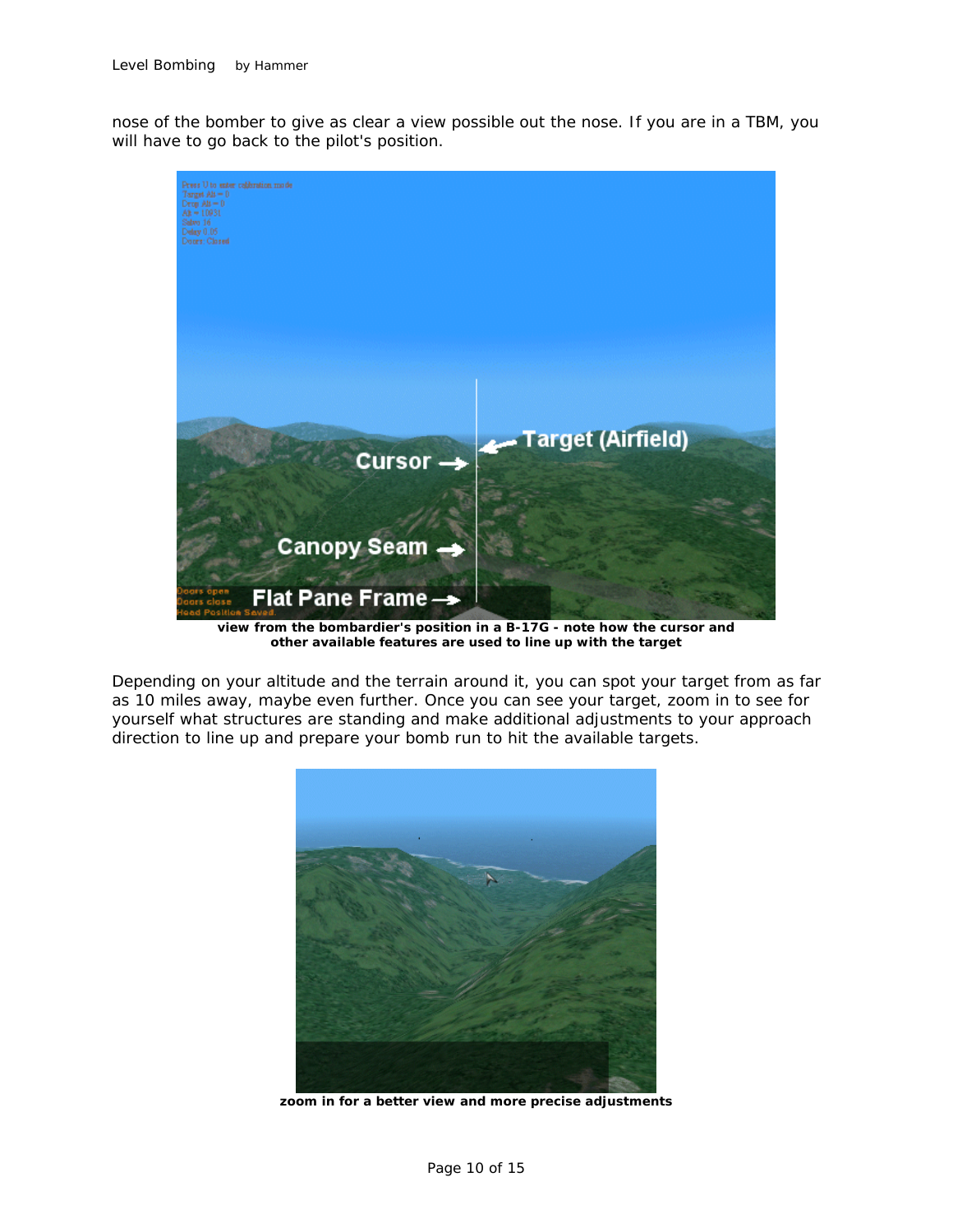nose of the bomber to give as clear a view possible out the nose. If you are in a TBM, you will have to go back to the pilot's position.

**view from the bombardier's position in a B-17G - note how the cursor and other available features are used to line up with the target**

Depending on your altitude and the terrain around it, you can spot your target from as far as 10 miles away, maybe even further. Once you can see your target, zoom in to see for yourself what structures are standing and make additional adjustments to your approach direction to line up and prepare your bomb run to hit the available targets.

**zoom in for a better view and more precise adjustments**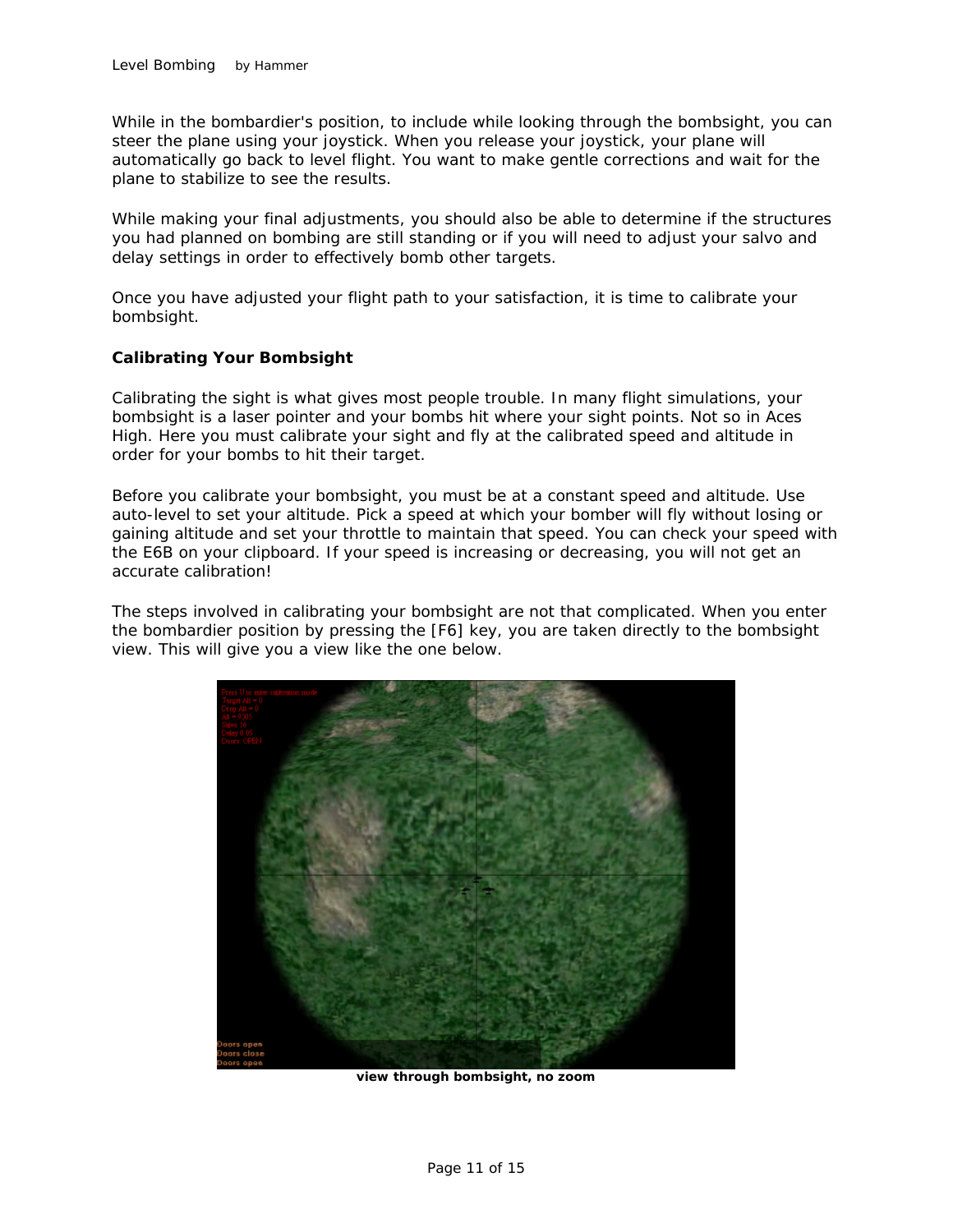While in the bombardier's position, to include while looking through the bombsight, you can steer the plane using your joystick. When you release your joystick, your plane will automatically go back to level flight. You want to make gentle corrections and wait for the plane to stabilize to see the results.

While making your final adjustments, you should also be able to determine if the structures you had planned on bombing are still standing or if you will need to adjust your salvo and delay settings in order to effectively bomb other targets.

Once you have adjusted your flight path to your satisfaction, it is time to calibrate your bombsight.

**Calibrating Your Bombsight**

Calibrating the sight is what gives most people trouble. In many flight simulations, your bombsight is a laser pointer and your bombs hit where your sight points. Not so in Aces High. Here you must calibrate your sight and fly at the calibrated speed and altitude in order for your bombs to hit their target.

Before you calibrate your bombsight, you must be at a constant speed and altitude. Use auto-level to set your altitude. Pick a speed at which your bomber will fly without losing or gaining altitude and set your throttle to maintain that speed. You can check your speed with the E6B on your clipboard. If your speed is increasing or decreasing, you will not get an accurate calibration!

The steps involved in calibrating your bombsight are not that complicated. When you enter the bombardier position by pressing the [F6] key, you are taken directly to the bombsight view. This will give you a view like the one below.

**view through bombsight, no zoom**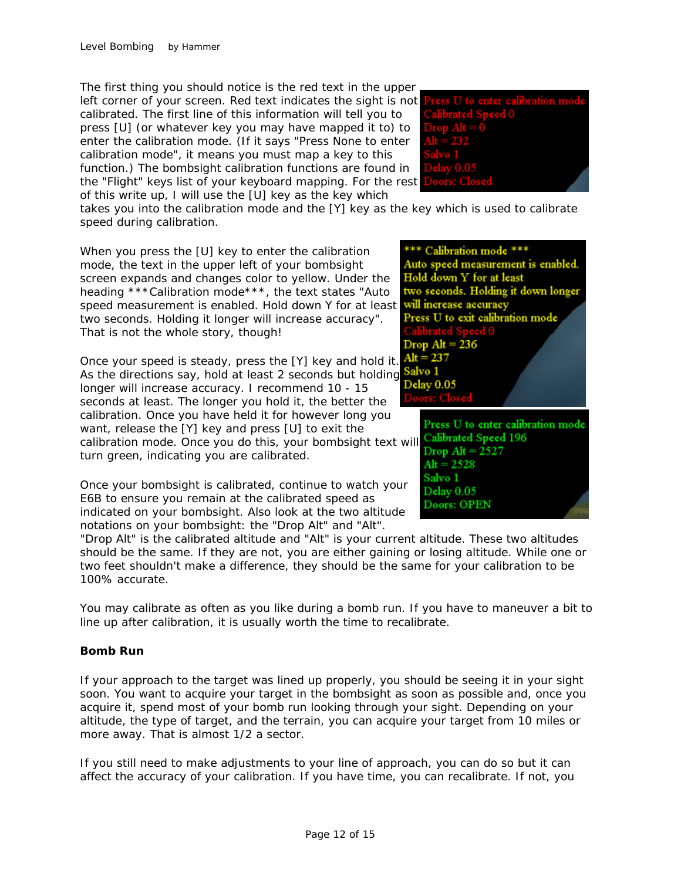The first thing you should notice is the red text in the upper left corner of your screen. Red text indicates the sight is not calibrated. The first line of this information will tell you to press [U] (or whatever key you may have mapped it to) to enter the calibration mode. (If it says "Press None to enter calibration mode", it means you must map a key to this function.) The bombsight calibration functions are found in the "Flight" keys list of your keyboard mapping. For the rest of this write up, I will use the [U] key as the key which takes you into the calibration mode and the [Y] key as the key which is used to calibrate speed during calibration.

When you press the [U] key to enter the calibration mode, the text in the upper left of your bombsight screen expands and changes color to yellow. Under the heading ***Calibration mode***, the text states "Auto speed measurement is enabled. Hold down Y for at least two seconds. Holding it longer will increase accuracy". That is not the whole story, though!

Once your speed is steady, press the [Y] key and hold it. As the directions say, hold at least 2 seconds but holding longer will increase accuracy. I recommend 10 - 15 seconds at least. The longer you hold it, the better the calibration. Once you have held it for however long you want, release the [Y] key and press [U] to exit the calibration mode. Once you do this, your bombsight text will turn green, indicating you are calibrated.

Once your bombsight is calibrated, continue to watch your E6B to ensure you remain at the calibrated speed as indicated on your bombsight. Also look at the two altitude notations on your bombsight: the "Drop Alt" and "Alt". "Drop Alt" is the calibrated altitude and "Alt" is your current altitude. These two altitudes should be the same. If they are not, you are either gaining or losing altitude. While one or two feet shouldn't make a difference, they should be the same for your calibration to be 100% accurate.

You may calibrate as often as you like during a bomb run. If you have to maneuver a bit to line up after calibration, it is usually worth the time to recalibrate.

**Bomb Run**

If your approach to the target was lined up properly, you should be seeing it in your sight soon. You want to acquire your target in the bombsight as soon as possible and, once you acquire it, spend most of your bomb run looking through your sight. Depending on your altitude, the type of target, and the terrain, you can acquire your target from 10 miles or more away. That is almost 1/2 a sector.

If you still need to make adjustments to your line of approach, you can do so but it can affect the accuracy of your calibration. If you have time, you can recalibrate. If not, you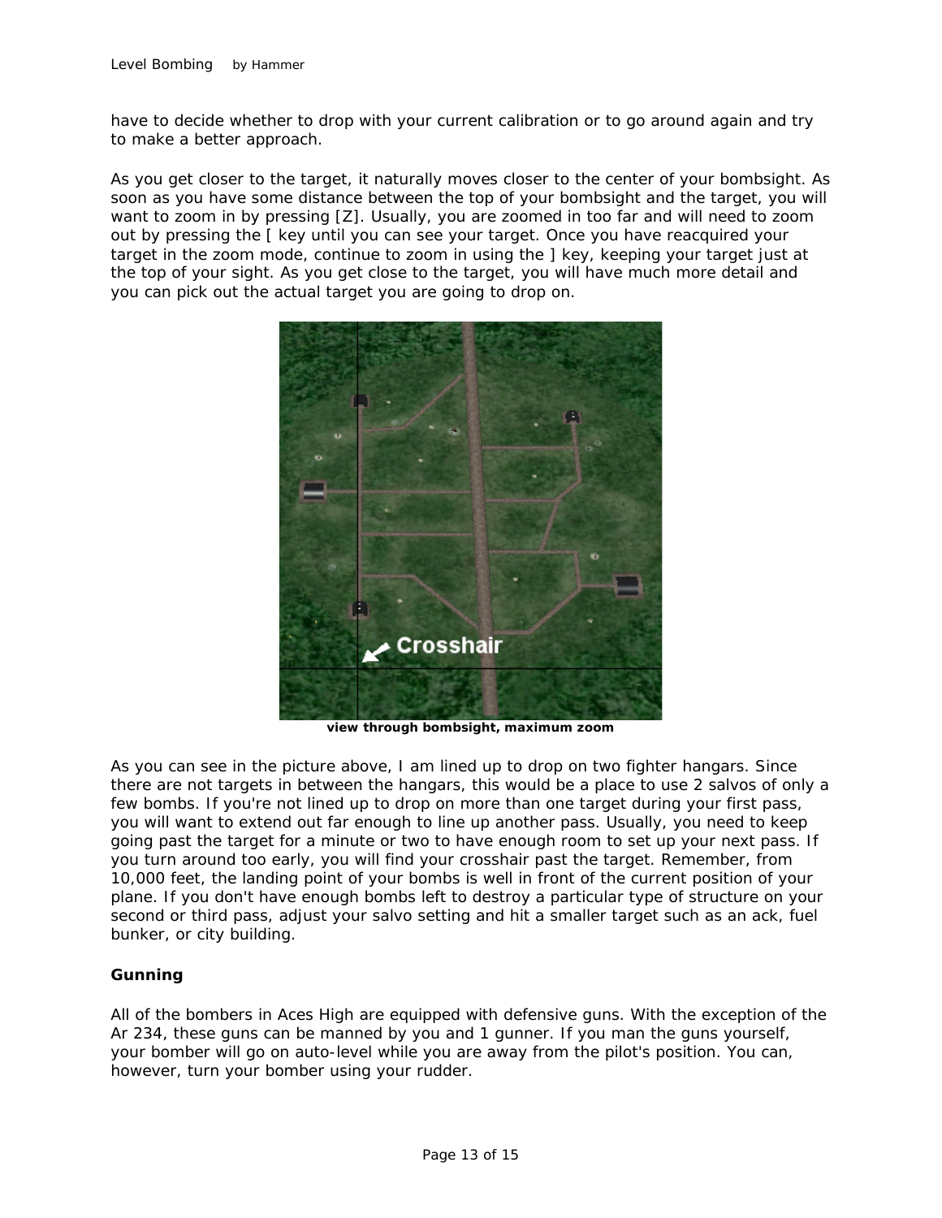have to decide whether to drop with your current calibration or to go around again and try to make a better approach.

As you get closer to the target, it naturally moves closer to the center of your bombsight. As soon as you have some distance between the top of your bombsight and the target, you will want to zoom in by pressing [Z]. Usually, you are zoomed in too far and will need to zoom out by pressing the [ key until you can see your target. Once you have reacquired your target in the zoom mode, continue to zoom in using the ] key, keeping your target just at the top of your sight. As you get close to the target, you will have much more detail and you can pick out the actual target you are going to drop on.

**view through bombsight, maximum zoom**

As you can see in the picture above, I am lined up to drop on two fighter hangars. Since there are not targets in between the hangars, this would be a place to use 2 salvos of only a few bombs. If you're not lined up to drop on more than one target during your first pass, you will want to extend out far enough to line up another pass. Usually, you need to keep going past the target for a minute or two to have enough room to set up your next pass. If you turn around too early, you will find your crosshair past the target. Remember, from 10,000 feet, the landing point of your bombs is well in front of the current position of your plane. If you don't have enough bombs left to destroy a particular type of structure on your second or third pass, adjust your salvo setting and hit a smaller target such as an ack, fuel bunker, or city building.

### Gunning

All of the bombers in Aces High are equipped with defensive guns. With the exception of the Ar 234, these guns can be manned by you and 1 gunner. If you man the guns yourself, your bomber will go on auto-level while you are away from the pilot's position. You can, however, turn your bomber using your rudder.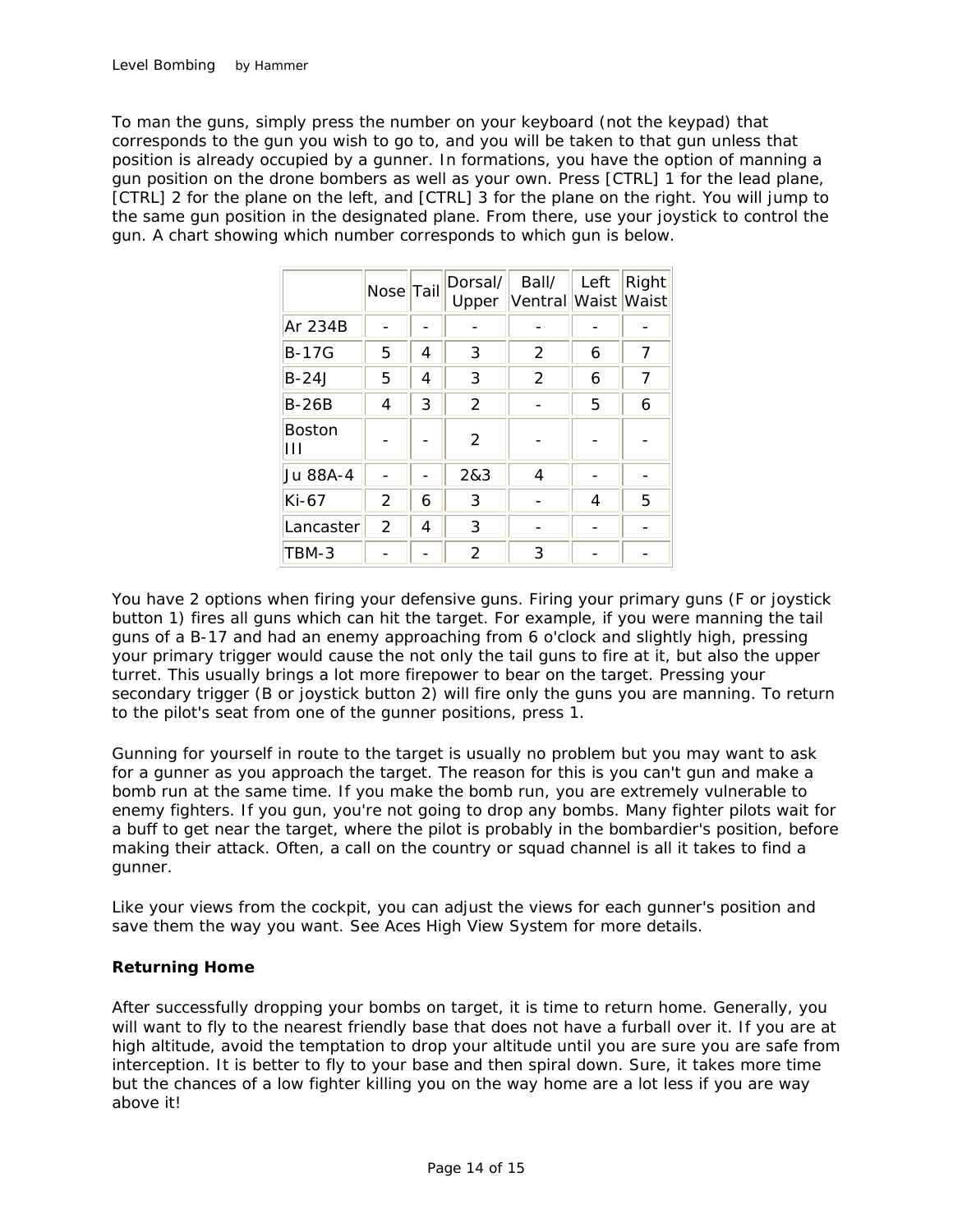To man the guns, simply press the number on your keyboard (not the keypad) that corresponds to the gun you wish to go to, and you will be taken to that gun unless that position is already occupied by a gunner. In formations, you have the option of manning a gun position on the drone bombers as well as your own. Press [CTRL] 1 for the lead plane, [CTRL] 2 for the plane on the left, and [CTRL] 3 for the plane on the right. You will jump to the same gun position in the designated plane. From there, use your joystick to control the gun. A chart showing which number corresponds to which gun is below.

| | Nose | Tail | Dorsal/ Upper | Ball/ Ventral | Left Waist | Right Waist |
|---|---|---|---|---|---|---|
| Ar 234B | - | - | - | - | - | - |
| B-17G | 5 | 4 | 3 | 2 | 6 | 7 |
| B-24J | 5 | 4 | 3 | 2 | 6 | 7 |
| B-26B | 4 | 3 | 2 | - | 5 | 6 |
| Boston III | - | - | 2 | - | - | - |
| Ju 88A-4 | - | - | 2&3 | 4 | - | - |
| Ki-67 | 2 | 6 | 3 | - | 4 | 5 |
| Lancaster | 2 | 4 | 3 | - | - | - |
| TBM-3 | - | - | 2 | 3 | - | - |

You have 2 options when firing your defensive guns. Firing your primary guns (F or joystick button 1) fires all guns which can hit the target. For example, if you were manning the tail guns of a B-17 and had an enemy approaching from 6 o'clock and slightly high, pressing your primary trigger would cause the not only the tail guns to fire at it, but also the upper turret. This usually brings a lot more firepower to bear on the target. Pressing your secondary trigger (B or joystick button 2) will fire only the guns you are manning. To return to the pilot's seat from one of the gunner positions, press 1.

Gunning for yourself in route to the target is usually no problem but you may want to ask for a gunner as you approach the target. The reason for this is you can't gun and make a bomb run at the same time. If you make the bomb run, you are extremely vulnerable to enemy fighters. If you gun, you're not going to drop any bombs. Many fighter pilots wait for a buff to get near the target, where the pilot is probably in the bombardier's position, before making their attack. Often, a call on the country or squad channel is all it takes to find a gunner.

Like your views from the cockpit, you can adjust the views for each gunner's position and save them the way you want. See Aces High View System for more details.

**Returning Home**

After successfully dropping your bombs on target, it is time to return home. Generally, you will want to fly to the nearest friendly base that does not have a furball over it. If you are at high altitude, avoid the temptation to drop your altitude until you are sure you are safe from interception. It is better to fly to your base and then spiral down. Sure, it takes more time but the chances of a low fighter killing you on the way home are a lot less if you are way above it!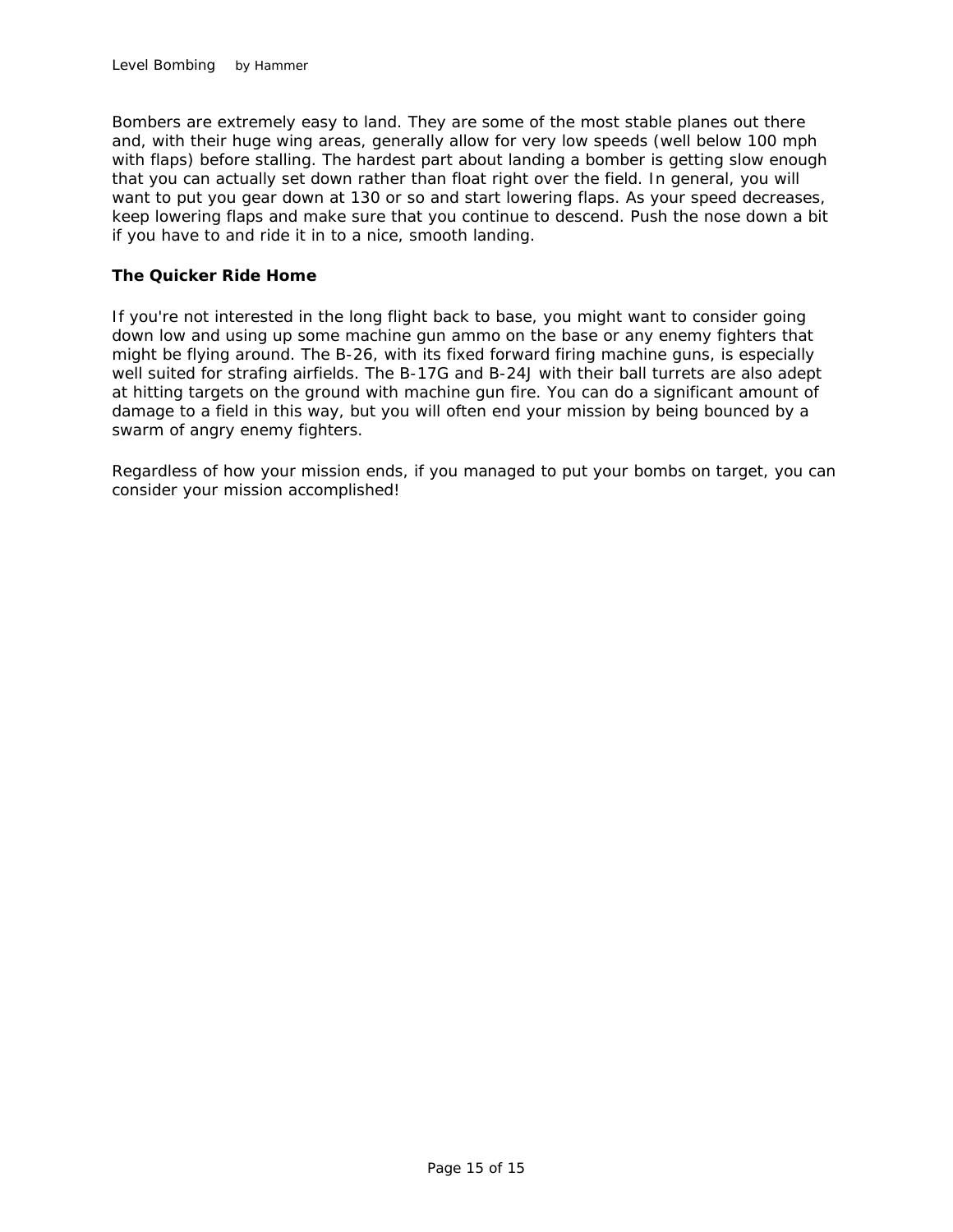Bombers are extremely easy to land. They are some of the most stable planes out there and, with their huge wing areas, generally allow for very low speeds (well below 100 mph with flaps) before stalling. The hardest part about landing a bomber is getting slow enough that you can actually set down rather than float right over the field. In general, you will want to put you gear down at 130 or so and start lowering flaps. As your speed decreases, keep lowering flaps and make sure that you continue to descend. Push the nose down a bit if you have to and ride it in to a nice, smooth landing.

**The Quicker Ride Home**

If you're not interested in the long flight back to base, you might want to consider going down low and using up some machine gun ammo on the base or any enemy fighters that might be flying around. The B-26, with its fixed forward firing machine guns, is especially well suited for strafing airfields. The B-17G and B-24J with their ball turrets are also adept at hitting targets on the ground with machine gun fire. You can do a significant amount of damage to a field in this way, but you will often end your mission by being bounced by a swarm of angry enemy fighters.

Regardless of how your mission ends, if you managed to put your bombs on target, you can consider your mission accomplished!